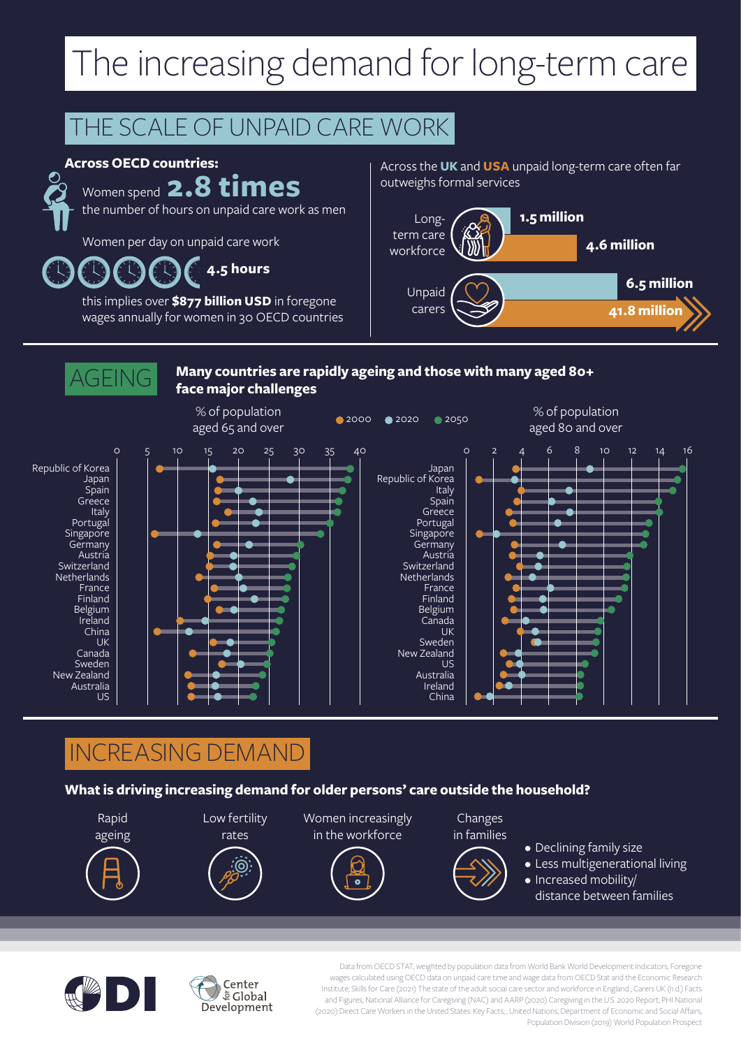# The increasing demand for long-term care

## THE SCALE OF UNPAID CARE WORK

**Across OECD countries:**

Women spend **2.8 times** the number of hours on unpaid care work as men

Women per day on unpaid care work **4.5 hours**

this implies over **$877 billion USD** in foregone wages annually for women in 30 OECD countries

Across the **UK** and **USA** unpaid long-term care often far outweighs formal services

| | UK | USA |
|---|---|---|
| Long-term care workforce | 1.5 million | 4.6 million |
| Unpaid carers | 6.5 million | 41.8 million |

## AGEING

**Many countries are rapidly ageing and those with many aged 80+ face major challenges**

% of population aged 65 and over (● 2000 ● 2020 ● 2050)

Republic of Korea, Japan, Spain, Greece, Italy, Portugal, Singapore, Germany, Austria, Switzerland, Netherlands, France, Finland, Belgium, Ireland, China, UK, Canada, Sweden, New Zealand, Australia, US

% of population aged 80 and over (● 2000 ● 2020 ● 2050)

Japan, Republic of Korea, Italy, Spain, Greece, Portugal, Singapore, Germany, Austria, Switzerland, Netherlands, France, Finland, Belgium, Canada, UK, Sweden, New Zealand, US, Australia, Ireland, China

## INCREASING DEMAND

**What is driving increasing demand for older persons' care outside the household?**

- Rapid ageing
- Low fertility rates
- Women increasingly in the workforce
- Changes in families
  - Declining family size
  - Less multigenerational living
  - Increased mobility/ distance between families

ODI

Center for Global Development

Data from OECD STAT, weighted by population data from World Bank World Development Indicators; Foregone wages calculated using OECD data on unpaid care time and wage data from OECD Stat and the Economic Research Institute; Skills for Care (2021) The state of the adult social care sector and workforce in England.; Carers UK (n.d.) Facts and Figures, National Alliance for Caregiving (NAC) and AARP (2020) Caregiving in the US. 2020 Report; PHI National (2020) Direct Care Workers in the United States: Key Facts; ; United Nations, Department of Economic and Social Affairs, Population Division (2019) World Population Prospect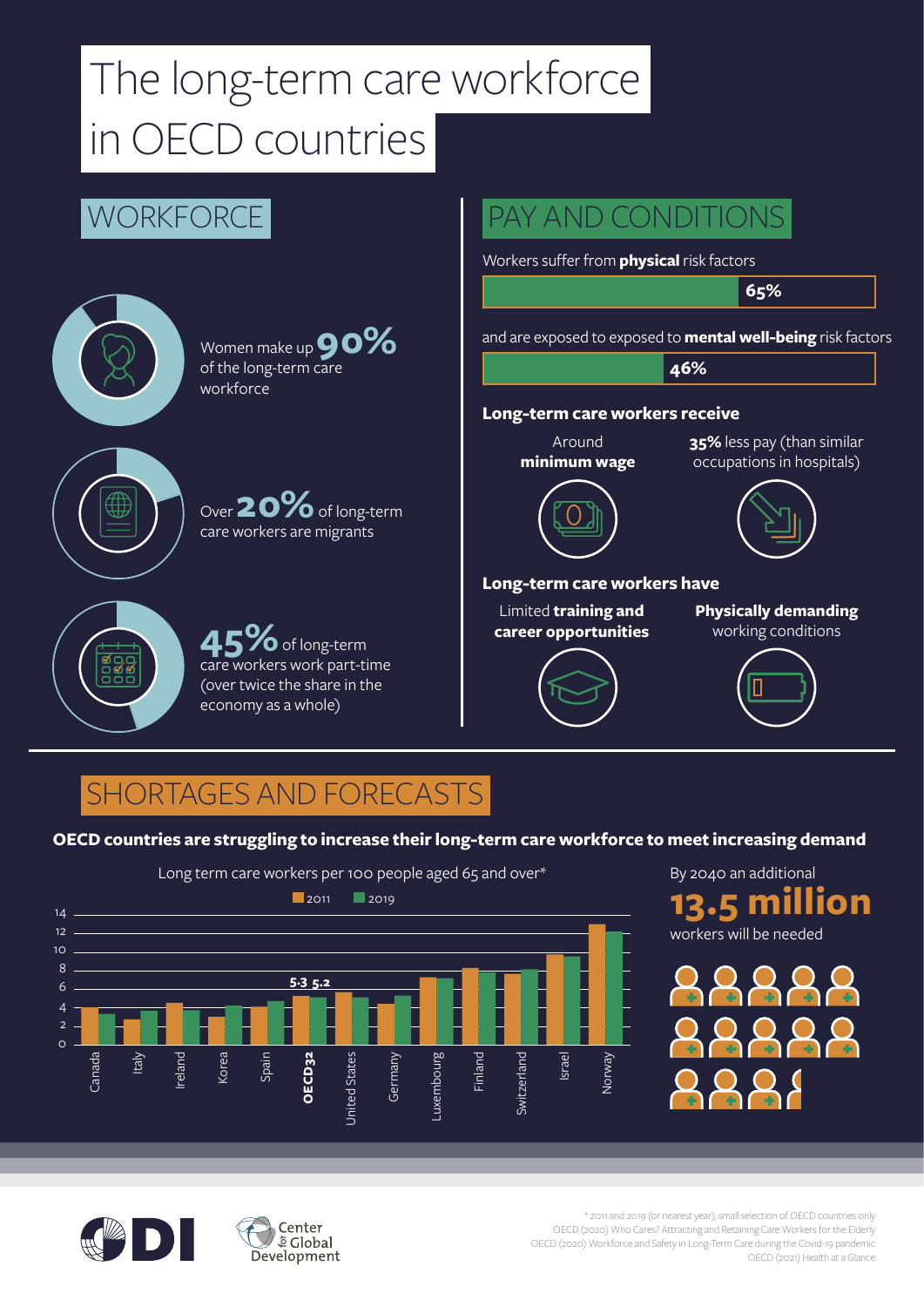# The long-term care workforce in OECD countries

## WORKFORCE

Women make up **90%** of the long-term care workforce

Over **20%** of long-term care workers are migrants

**45%** of long-term care workers work part-time (over twice the share in the economy as a whole)

## PAY AND CONDITIONS

Workers suffer from **physical** risk factors

**65%**

and are exposed to exposed to **mental well-being** risk factors

**46%**

### Long-term care workers receive

Around **minimum wage**

**35%** less pay (than similar occupations in hospitals)

### Long-term care workers have

Limited **training and career opportunities**

**Physically demanding** working conditions

## SHORTAGES AND FORECASTS

**OECD countries are struggling to increase their long-term care workforce to meet increasing demand**

Long term care workers per 100 people aged 65 and over*

2011 | 2019

Canada, Italy, Ireland, Korea, Spain, **OECD32** (5.3, 5.2), United States, Germany, Luxembourg, Finland, Switzerland, Israel, Norway

By 2040 an additional **13.5 million** workers will be needed

\* 2011 and 2019 (or nearest year), small selection of OECD countries only
OECD (2020) Who Cares? Attracting and Retaining Care Workers for the Elderly
OECD (2020) Workforce and Safety in Long-Term Care during the Covid-19 pandemic
OECD (2021) Health at a Glance

ODI | Center for Global Development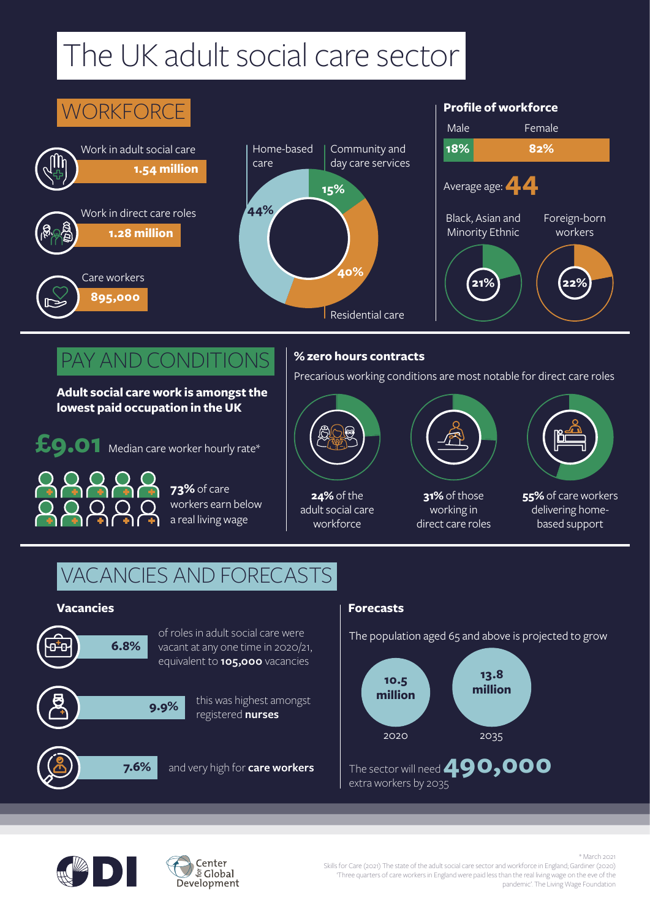# The UK adult social care sector

## WORKFORCE

Work in adult social care **1.54 million**

Work in direct care roles **1.28 million**

Care workers **895,000**

Home-based care 44%

Community and day care services 15%

Residential care 40%

### Profile of workforce

| Male | Female |
|---|---|
| 18% | 82% |

Average age: **44**

Black, Asian and Minority Ethnic 21%

Foreign-born workers 22%

## PAY AND CONDITIONS

**Adult social care work is amongst the lowest paid occupation in the UK**

**£9.01** Median care worker hourly rate*

**73%** of care workers earn below a real living wage

### % zero hours contracts

Precarious working conditions are most notable for direct care roles

**24%** of the adult social care workforce

**31%** of those working in direct care roles

**55%** of care workers delivering home-based support

## VACANCIES AND FORECASTS

### Vacancies

**6.8%** of roles in adult social care were vacant at any one time in 2020/21, equivalent to **105,000** vacancies

**9.9%** this was highest amongst registered **nurses**

**7.6%** and very high for **care workers**

### Forecasts

The population aged 65 and above is projected to grow

| 2020 | 2035 |
|---|---|
| 10.5 million | 13.8 million |

The sector will need **490,000** extra workers by 2035

ODI

Center for Global Development

* March 2021
Skills for Care (2021) The state of the adult social care sector and workforce in England; Gardiner (2020) 'Three quarters of care workers in England were paid less than the real living wage on the eve of the pandemic'. The Living Wage Foundation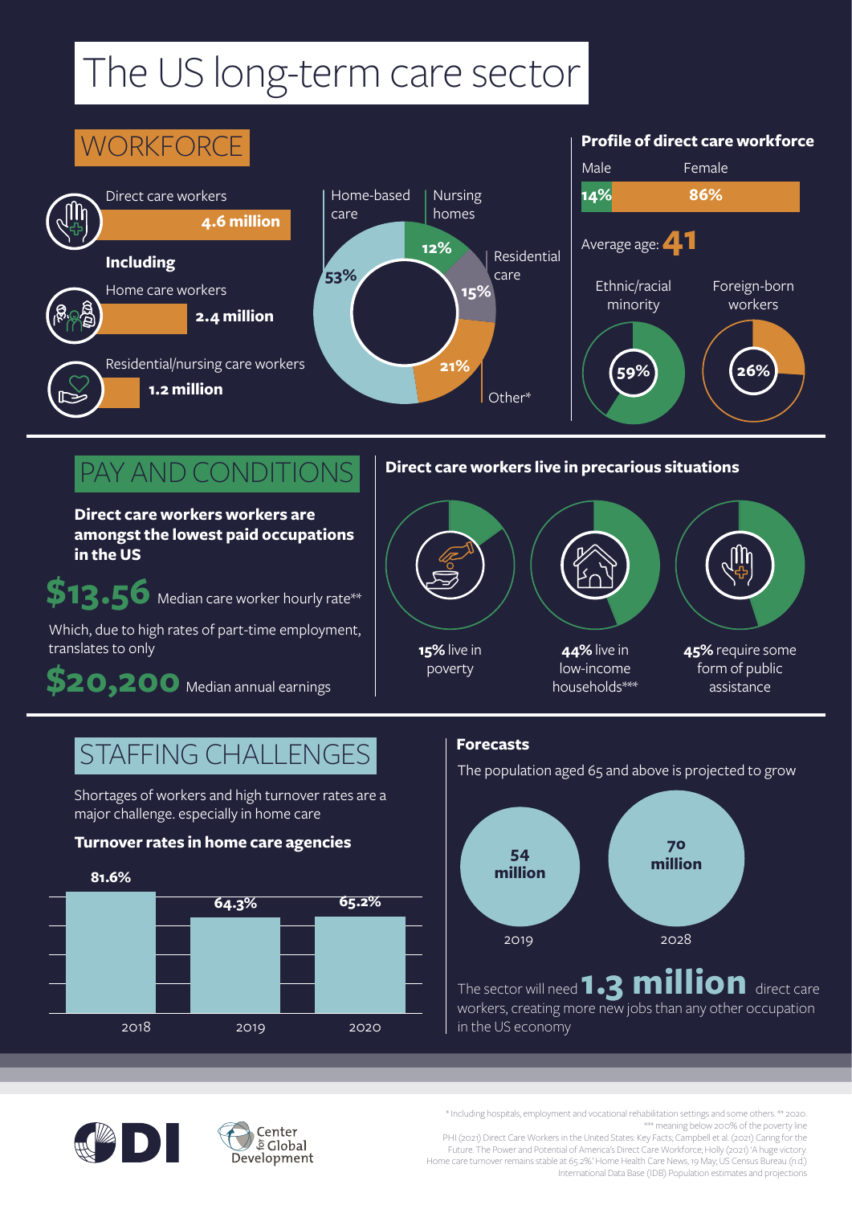# The US long-term care sector

## WORKFORCE

Direct care workers **4.6 million**

**Including**

Home care workers **2.4 million**

Residential/nursing care workers **1.2 million**

Home-based care 53%
Nursing homes 12%
Residential care 15%
Other* 21%

**Profile of direct care workforce**

Male 14%
Female 86%

Average age: **41**

Ethnic/racial minority 59%

Foreign-born workers 26%

## PAY AND CONDITIONS

**Direct care workers workers are amongst the lowest paid occupations in the US**

**$13.56** Median care worker hourly rate**

Which, due to high rates of part-time employment, translates to only

**$20,200** Median annual earnings

**Direct care workers live in precarious situations**

**15%** live in poverty

**44%** live in low-income households***

**45%** require some form of public assistance

## STAFFING CHALLENGES

Shortages of workers and high turnover rates are a major challenge. especially in home care

**Turnover rates in home care agencies**

2018: 81.6%
2019: 64.3%
2020: 65.2%

**Forecasts**

The population aged 65 and above is projected to grow

2019: 54 million
2028: 70 million

The sector will need **1.3 million** direct care workers, creating more new jobs than any other occupation in the US economy

* Including hospitals, employment and vocational rehabilitation settings and some others. ** 2020. *** meaning below 200% of the poverty line

PHI (2021) Direct Care Workers in the United States: Key Facts; Campbell et al. (2021) Caring for the Future. The Power and Potential of America's Direct Care Workforce; Holly (2021) 'A huge victory: Home care turnover remains stable at 65.2%.' Home Health Care News, 19 May; US Census Bureau (n.d.) International Data Base (IDB) Population estimates and projections

ODI

Center for Global Development